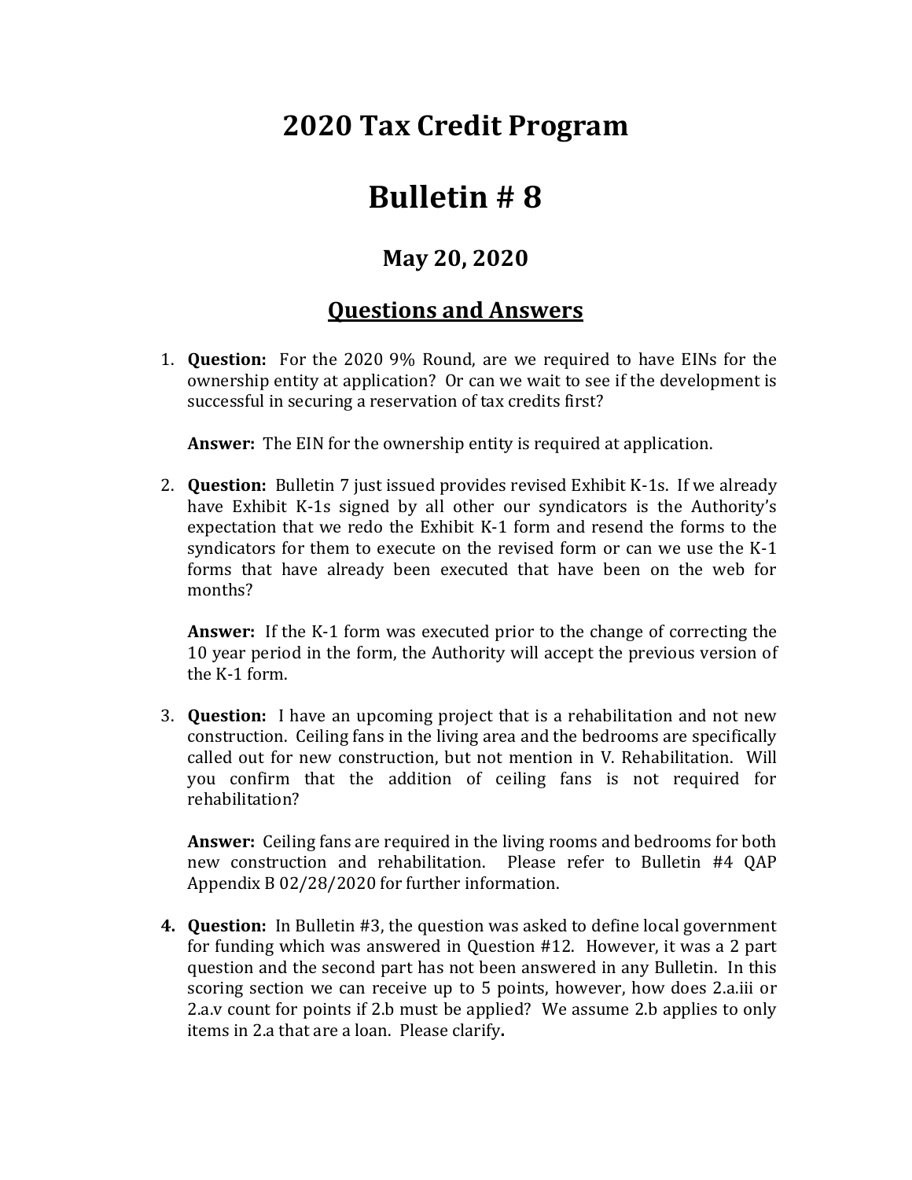# 2020 Tax Credit Program

# Bulletin # 8

## May 20, 2020

## Questions and Answers

1. **Question:** For the 2020 9% Round, are we required to have EINs for the ownership entity at application? Or can we wait to see if the development is successful in securing a reservation of tax credits first?

   **Answer:** The EIN for the ownership entity is required at application.

2. **Question:** Bulletin 7 just issued provides revised Exhibit K-1s. If we already have Exhibit K-1s signed by all other our syndicators is the Authority's expectation that we redo the Exhibit K-1 form and resend the forms to the syndicators for them to execute on the revised form or can we use the K-1 forms that have already been executed that have been on the web for months?

   **Answer:** If the K-1 form was executed prior to the change of correcting the 10 year period in the form, the Authority will accept the previous version of the K-1 form.

3. **Question:** I have an upcoming project that is a rehabilitation and not new construction. Ceiling fans in the living area and the bedrooms are specifically called out for new construction, but not mention in V. Rehabilitation. Will you confirm that the addition of ceiling fans is not required for rehabilitation?

   **Answer:** Ceiling fans are required in the living rooms and bedrooms for both new construction and rehabilitation. Please refer to Bulletin #4 QAP Appendix B 02/28/2020 for further information.

4. **Question:** In Bulletin #3, the question was asked to define local government for funding which was answered in Question #12. However, it was a 2 part question and the second part has not been answered in any Bulletin. In this scoring section we can receive up to 5 points, however, how does 2.a.iii or 2.a.v count for points if 2.b must be applied? We assume 2.b applies to only items in 2.a that are a loan. Please clarify.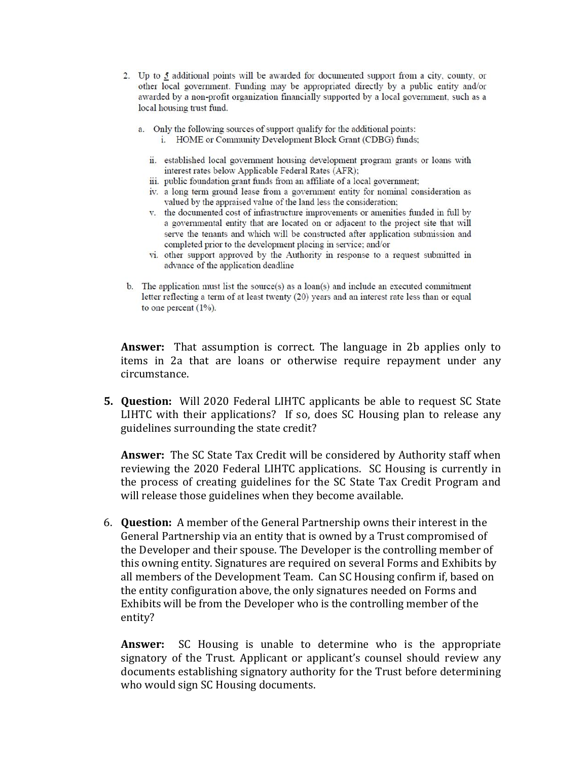2. Up to 5 additional points will be awarded for documented support from a city, county, or other local government. Funding may be appropriated directly by a public entity and/or awarded by a non-profit organization financially supported by a local government, such as a local housing trust fund.

   a. Only the following sources of support qualify for the additional points:
      i. HOME or Community Development Block Grant (CDBG) funds;
      ii. established local government housing development program grants or loans with interest rates below Applicable Federal Rates (AFR);
      iii. public foundation grant funds from an affiliate of a local government;
      iv. a long term ground lease from a government entity for nominal consideration as valued by the appraised value of the land less the consideration;
      v. the documented cost of infrastructure improvements or amenities funded in full by a governmental entity that are located on or adjacent to the project site that will serve the tenants and which will be constructed after application submission and completed prior to the development placing in service; and/or
      vi. other support approved by the Authority in response to a request submitted in advance of the application deadline

   b. The application must list the source(s) as a loan(s) and include an executed commitment letter reflecting a term of at least twenty (20) years and an interest rate less than or equal to one percent (1%).

**Answer:** That assumption is correct. The language in 2b applies only to items in 2a that are loans or otherwise require repayment under any circumstance.

5. **Question:** Will 2020 Federal LIHTC applicants be able to request SC State LIHTC with their applications? If so, does SC Housing plan to release any guidelines surrounding the state credit?

   **Answer:** The SC State Tax Credit will be considered by Authority staff when reviewing the 2020 Federal LIHTC applications. SC Housing is currently in the process of creating guidelines for the SC State Tax Credit Program and will release those guidelines when they become available.

6. **Question:** A member of the General Partnership owns their interest in the General Partnership via an entity that is owned by a Trust compromised of the Developer and their spouse. The Developer is the controlling member of this owning entity. Signatures are required on several Forms and Exhibits by all members of the Development Team. Can SC Housing confirm if, based on the entity configuration above, the only signatures needed on Forms and Exhibits will be from the Developer who is the controlling member of the entity?

   **Answer:** SC Housing is unable to determine who is the appropriate signatory of the Trust. Applicant or applicant's counsel should review any documents establishing signatory authority for the Trust before determining who would sign SC Housing documents.